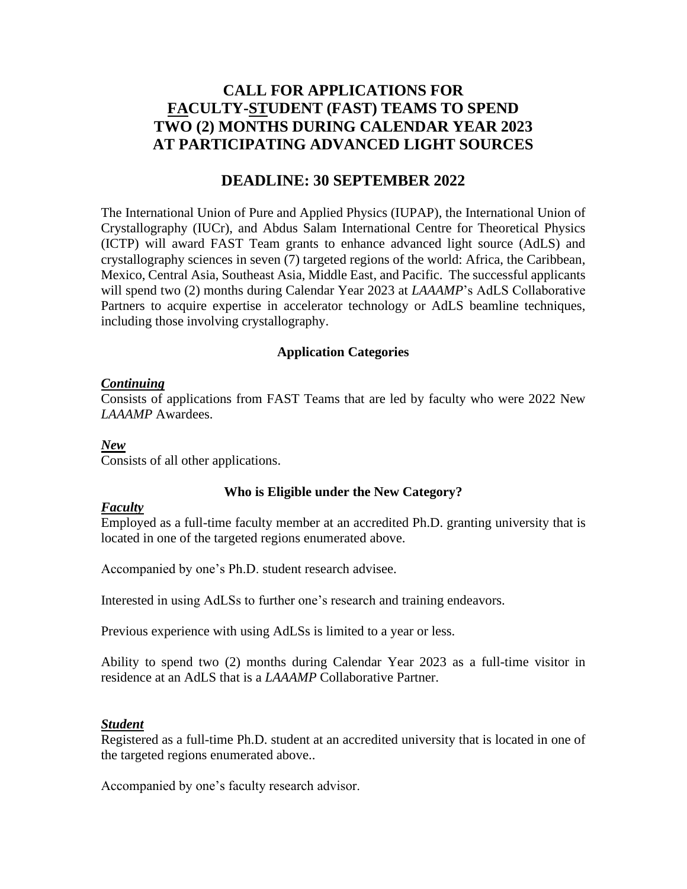# CALL FOR APPLICATIONS FOR FACULTY-STUDENT (FAST) TEAMS TO SPEND TWO (2) MONTHS DURING CALENDAR YEAR 2023 AT PARTICIPATING ADVANCED LIGHT SOURCES

## DEADLINE: 30 SEPTEMBER 2022

The International Union of Pure and Applied Physics (IUPAP), the International Union of Crystallography (IUCr), and Abdus Salam International Centre for Theoretical Physics (ICTP) will award FAST Team grants to enhance advanced light source (AdLS) and crystallography sciences in seven (7) targeted regions of the world: Africa, the Caribbean, Mexico, Central Asia, Southeast Asia, Middle East, and Pacific. The successful applicants will spend two (2) months during Calendar Year 2023 at *LAAAMP*'s AdLS Collaborative Partners to acquire expertise in accelerator technology or AdLS beamline techniques, including those involving crystallography.

### Application Categories

***Continuing***

Consists of applications from FAST Teams that are led by faculty who were 2022 New *LAAAMP* Awardees.

***New***

Consists of all other applications.

### Who is Eligible under the New Category?

***Faculty***

Employed as a full-time faculty member at an accredited Ph.D. granting university that is located in one of the targeted regions enumerated above.

Accompanied by one's Ph.D. student research advisee.

Interested in using AdLSs to further one's research and training endeavors.

Previous experience with using AdLSs is limited to a year or less.

Ability to spend two (2) months during Calendar Year 2023 as a full-time visitor in residence at an AdLS that is a *LAAAMP* Collaborative Partner.

***Student***

Registered as a full-time Ph.D. student at an accredited university that is located in one of the targeted regions enumerated above..

Accompanied by one's faculty research advisor.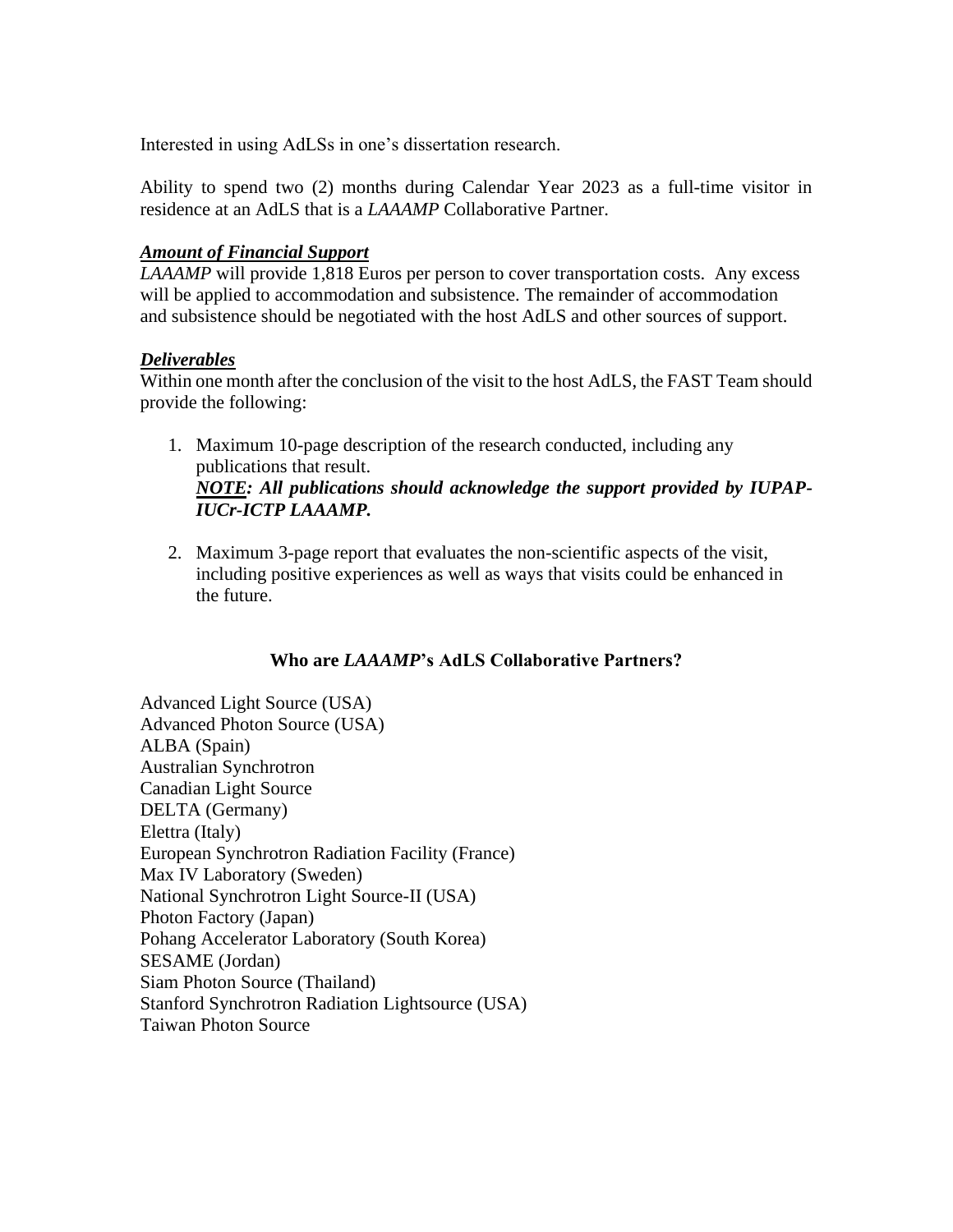Interested in using AdLSs in one's dissertation research.

Ability to spend two (2) months during Calendar Year 2023 as a full-time visitor in residence at an AdLS that is a *LAAAMP* Collaborative Partner.

***Amount of Financial Support***

*LAAAMP* will provide 1,818 Euros per person to cover transportation costs. Any excess will be applied to accommodation and subsistence. The remainder of accommodation and subsistence should be negotiated with the host AdLS and other sources of support.

***Deliverables***

Within one month after the conclusion of the visit to the host AdLS, the FAST Team should provide the following:

1. Maximum 10-page description of the research conducted, including any publications that result.
   ***NOTE: All publications should acknowledge the support provided by IUPAP-IUCr-ICTP LAAAMP.***

2. Maximum 3-page report that evaluates the non-scientific aspects of the visit, including positive experiences as well as ways that visits could be enhanced in the future.

## Who are *LAAAMP*'s AdLS Collaborative Partners?

Advanced Light Source (USA)
Advanced Photon Source (USA)
ALBA (Spain)
Australian Synchrotron
Canadian Light Source
DELTA (Germany)
Elettra (Italy)
European Synchrotron Radiation Facility (France)
Max IV Laboratory (Sweden)
National Synchrotron Light Source-II (USA)
Photon Factory (Japan)
Pohang Accelerator Laboratory (South Korea)
SESAME (Jordan)
Siam Photon Source (Thailand)
Stanford Synchrotron Radiation Lightsource (USA)
Taiwan Photon Source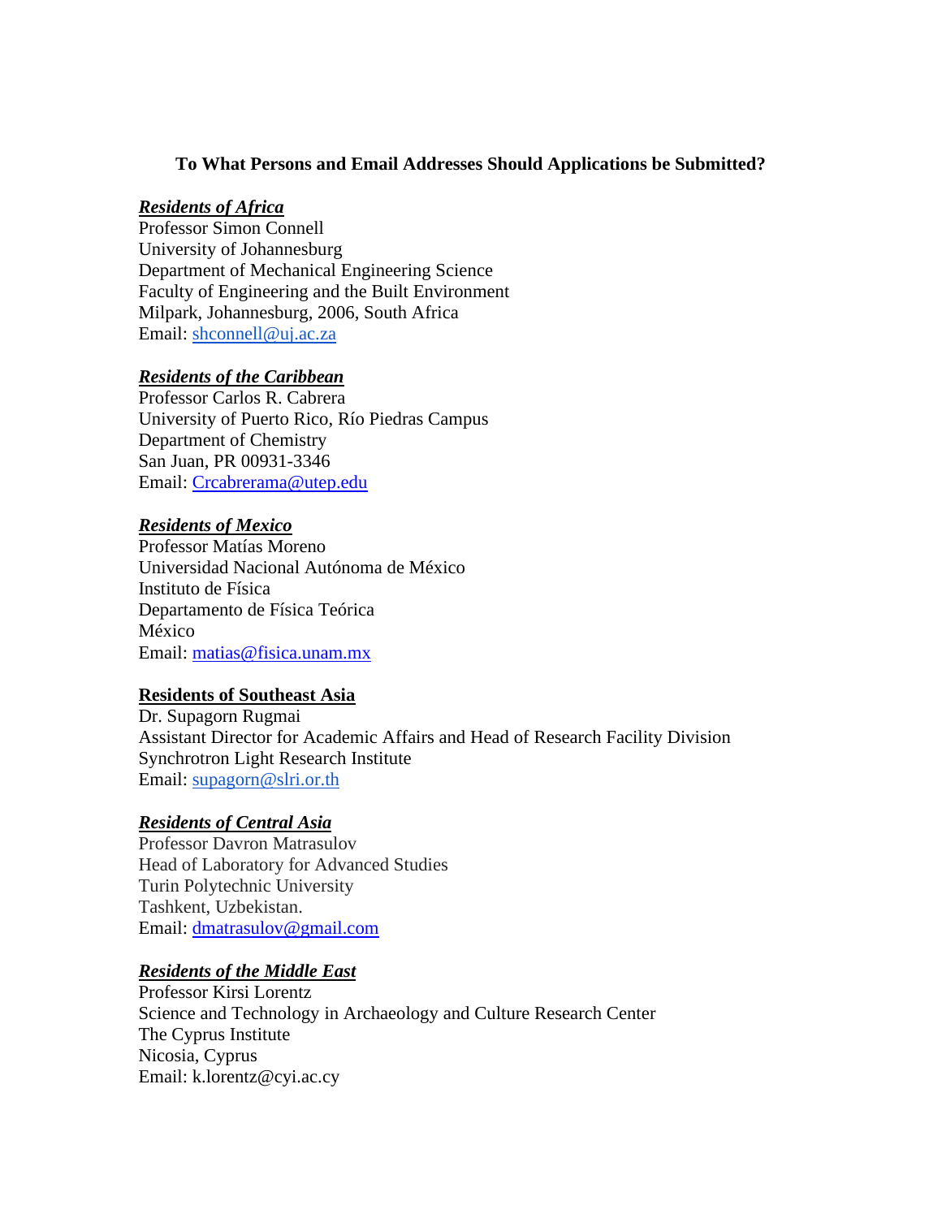**To What Persons and Email Addresses Should Applications be Submitted?**

***Residents of Africa***

Professor Simon Connell
University of Johannesburg
Department of Mechanical Engineering Science
Faculty of Engineering and the Built Environment
Milpark, Johannesburg, 2006, South Africa
Email: shconnell@uj.ac.za

***Residents of the Caribbean***

Professor Carlos R. Cabrera
University of Puerto Rico, Río Piedras Campus
Department of Chemistry
San Juan, PR 00931-3346
Email: Crcabrerama@utep.edu

***Residents of Mexico***

Professor Matías Moreno
Universidad Nacional Autónoma de México
Instituto de Física
Departamento de Física Teórica
México
Email: matias@fisica.unam.mx

**Residents of Southeast Asia**

Dr. Supagorn Rugmai
Assistant Director for Academic Affairs and Head of Research Facility Division
Synchrotron Light Research Institute
Email: supagorn@slri.or.th

***Residents of Central Asia***

Professor Davron Matrasulov
Head of Laboratory for Advanced Studies
Turin Polytechnic University
Tashkent, Uzbekistan.
Email: dmatrasulov@gmail.com

***Residents of the Middle East***

Professor Kirsi Lorentz
Science and Technology in Archaeology and Culture Research Center
The Cyprus Institute
Nicosia, Cyprus
Email: k.lorentz@cyi.ac.cy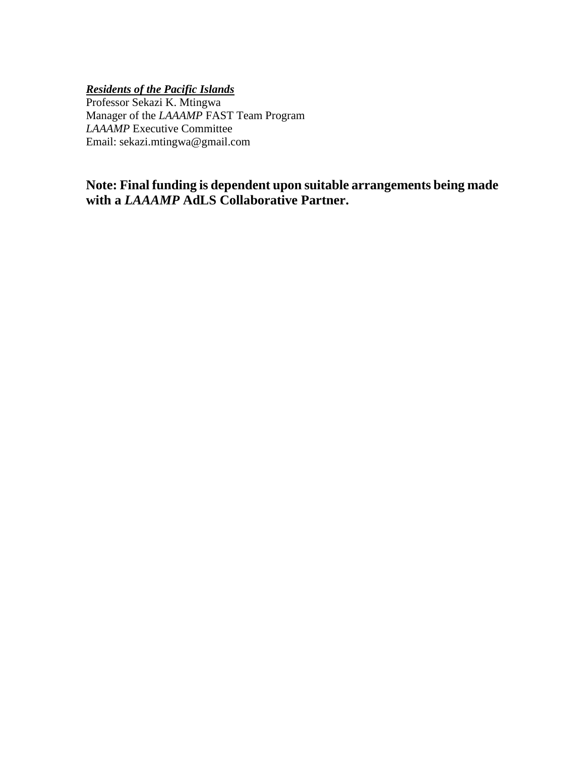***Residents of the Pacific Islands***
Professor Sekazi K. Mtingwa
Manager of the *LAAAMP* FAST Team Program
*LAAAMP* Executive Committee
Email: sekazi.mtingwa@gmail.com

**Note: Final funding is dependent upon suitable arrangements being made with a *LAAAMP* AdLS Collaborative Partner.**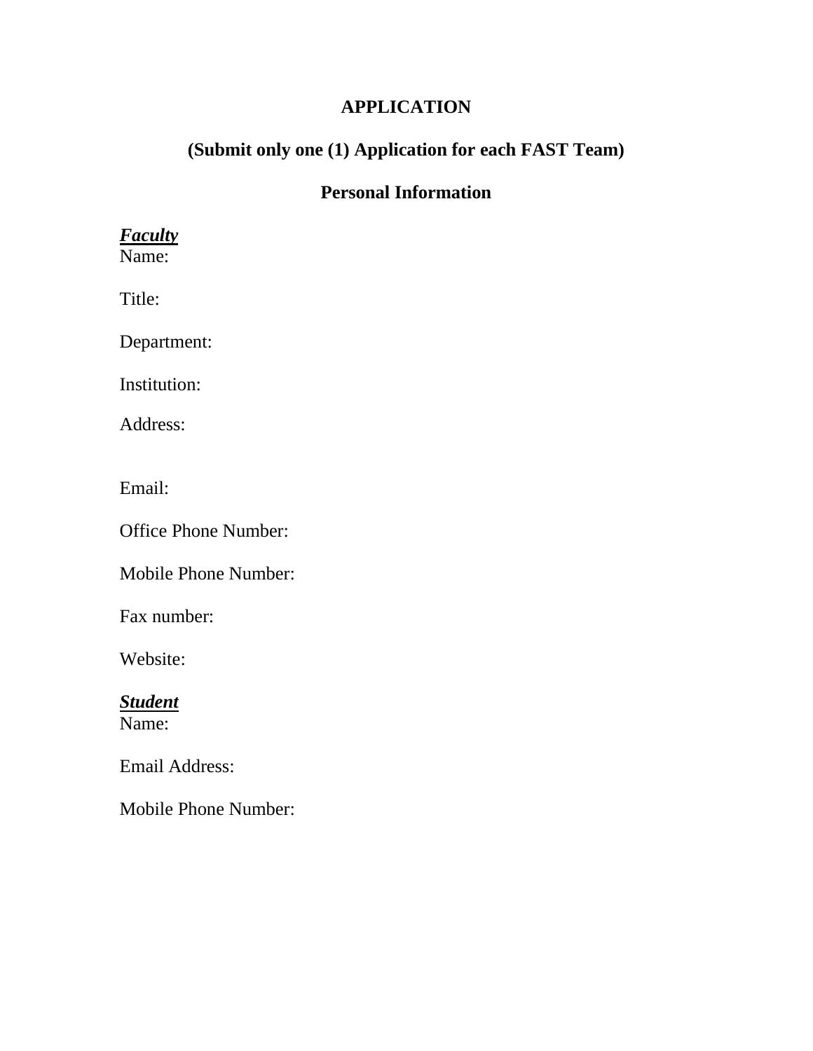# APPLICATION

## (Submit only one (1) Application for each FAST Team)

## Personal Information

***Faculty***

Name:

Title:

Department:

Institution:

Address:

Email:

Office Phone Number:

Mobile Phone Number:

Fax number:

Website:

***Student***

Name:

Email Address:

Mobile Phone Number: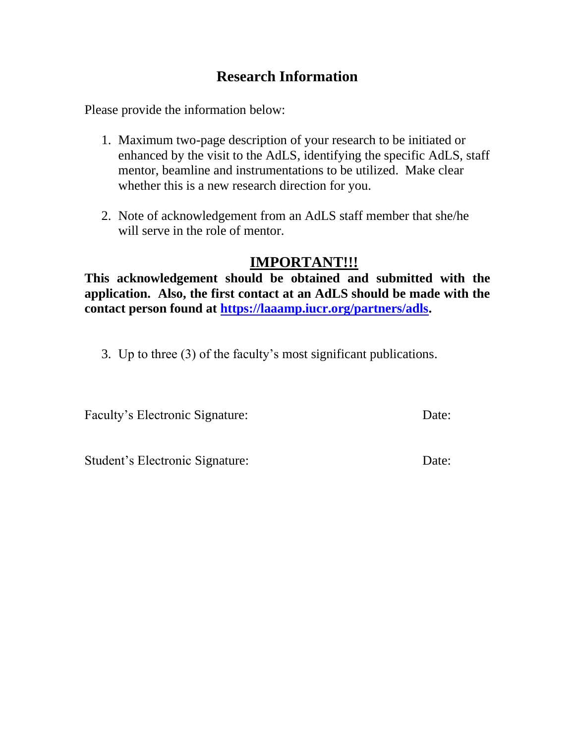## Research Information

Please provide the information below:

1. Maximum two-page description of your research to be initiated or enhanced by the visit to the AdLS, identifying the specific AdLS, staff mentor, beamline and instrumentations to be utilized. Make clear whether this is a new research direction for you.

2. Note of acknowledgement from an AdLS staff member that she/he will serve in the role of mentor.

## IMPORTANT!!!

**This acknowledgement should be obtained and submitted with the application. Also, the first contact at an AdLS should be made with the contact person found at [https://laaamp.iucr.org/partners/adls](https://laaamp.iucr.org/partners/adls).**

3. Up to three (3) of the faculty's most significant publications.

Faculty's Electronic Signature: Date:

Student's Electronic Signature: Date: